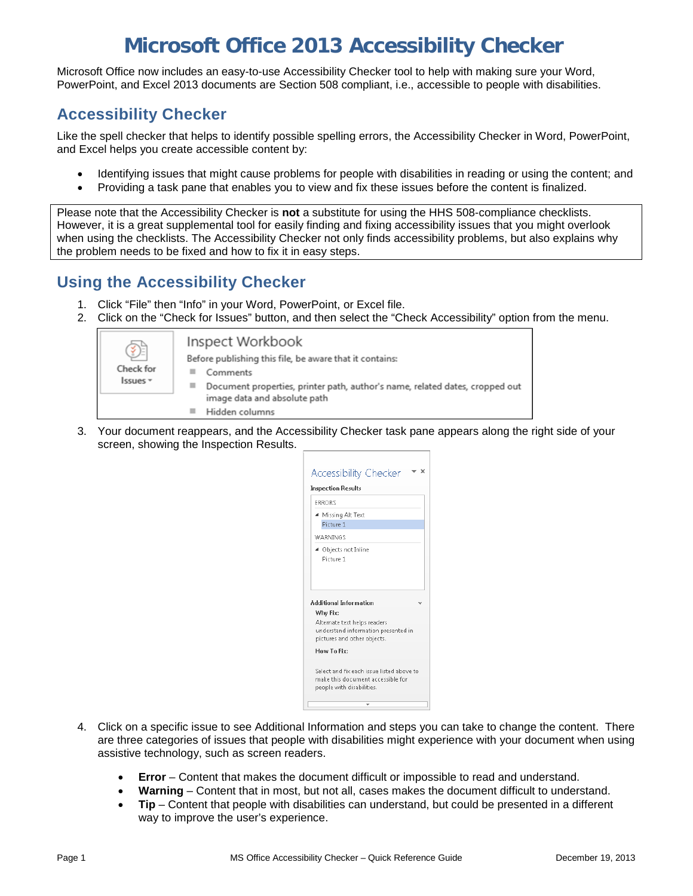# Microsoft Office 2013 Accessibility Checker

Microsoft Office now includes an easy-to-use Accessibility Checker tool to help with making sure your Word, PowerPoint, and Excel 2013 documents are Section 508 compliant, i.e., accessible to people with disabilities.

## Accessibility Checker

Like the spell checker that helps to identify possible spelling errors, the Accessibility Checker in Word, PowerPoint, and Excel helps you create accessible content by:

- Identifying issues that might cause problems for people with disabilities in reading or using the content; and
- Providing a task pane that enables you to view and fix these issues before the content is finalized.

Please note that the Accessibility Checker is **not** a substitute for using the HHS 508-compliance checklists. However, it is a great supplemental tool for easily finding and fixing accessibility issues that you might overlook when using the checklists. The Accessibility Checker not only finds accessibility problems, but also explains why the problem needs to be fixed and how to fix it in easy steps.

## Using the Accessibility Checker

1. Click "File" then "Info" in your Word, PowerPoint, or Excel file.
2. Click on the "Check for Issues" button, and then select the "Check Accessibility" option from the menu.
3. Your document reappears, and the Accessibility Checker task pane appears along the right side of your screen, showing the Inspection Results.
4. Click on a specific issue to see Additional Information and steps you can take to change the content. There are three categories of issues that people with disabilities might experience with your document when using assistive technology, such as screen readers.
   - **Error** – Content that makes the document difficult or impossible to read and understand.
   - **Warning** – Content that in most, but not all, cases makes the document difficult to understand.
   - **Tip** – Content that people with disabilities can understand, but could be presented in a different way to improve the user's experience.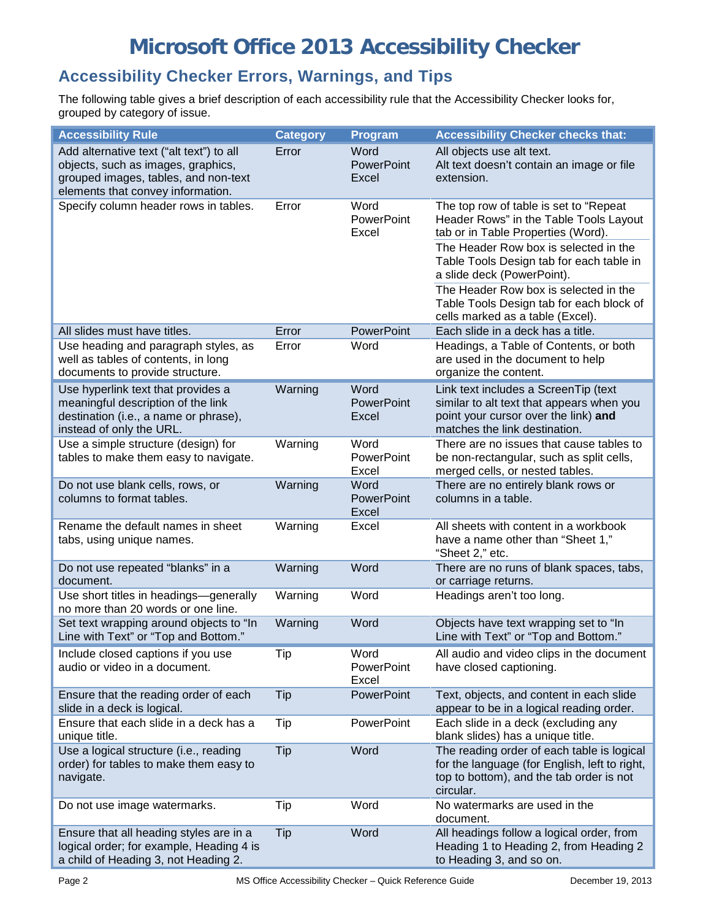# Microsoft Office 2013 Accessibility Checker

## Accessibility Checker Errors, Warnings, and Tips

The following table gives a brief description of each accessibility rule that the Accessibility Checker looks for, grouped by category of issue.

| Accessibility Rule | Category | Program | Accessibility Checker checks that: |
|---|---|---|---|
| Add alternative text (“alt text”) to all objects, such as images, graphics, grouped images, tables, and non-text elements that convey information. | Error | Word<br>PowerPoint<br>Excel | All objects use alt text.<br>Alt text doesn’t contain an image or file extension. |
| Specify column header rows in tables. | Error | Word<br>PowerPoint<br>Excel | The top row of table is set to “Repeat Header Rows” in the Table Tools Layout tab or in Table Properties (Word).<br>The Header Row box is selected in the Table Tools Design tab for each table in a slide deck (PowerPoint).<br>The Header Row box is selected in the Table Tools Design tab for each block of cells marked as a table (Excel). |
| All slides must have titles. | Error | PowerPoint | Each slide in a deck has a title. |
| Use heading and paragraph styles, as well as tables of contents, in long documents to provide structure. | Error | Word | Headings, a Table of Contents, or both are used in the document to help organize the content. |
| Use hyperlink text that provides a meaningful description of the link destination (i.e., a name or phrase), instead of only the URL. | Warning | Word<br>PowerPoint<br>Excel | Link text includes a ScreenTip (text similar to alt text that appears when you point your cursor over the link) **and** matches the link destination. |
| Use a simple structure (design) for tables to make them easy to navigate. | Warning | Word<br>PowerPoint<br>Excel | There are no issues that cause tables to be non-rectangular, such as split cells, merged cells, or nested tables. |
| Do not use blank cells, rows, or columns to format tables. | Warning | Word<br>PowerPoint<br>Excel | There are no entirely blank rows or columns in a table. |
| Rename the default names in sheet tabs, using unique names. | Warning | Excel | All sheets with content in a workbook have a name other than “Sheet 1,” “Sheet 2,” etc. |
| Do not use repeated “blanks” in a document. | Warning | Word | There are no runs of blank spaces, tabs, or carriage returns. |
| Use short titles in headings—generally no more than 20 words or one line. | Warning | Word | Headings aren’t too long. |
| Set text wrapping around objects to “In Line with Text” or “Top and Bottom.” | Warning | Word | Objects have text wrapping set to “In Line with Text” or “Top and Bottom.” |
| Include closed captions if you use audio or video in a document. | Tip | Word<br>PowerPoint<br>Excel | All audio and video clips in the document have closed captioning. |
| Ensure that the reading order of each slide in a deck is logical. | Tip | PowerPoint | Text, objects, and content in each slide appear to be in a logical reading order. |
| Ensure that each slide in a deck has a unique title. | Tip | PowerPoint | Each slide in a deck (excluding any blank slides) has a unique title. |
| Use a logical structure (i.e., reading order) for tables to make them easy to navigate. | Tip | Word | The reading order of each table is logical for the language (for English, left to right, top to bottom), and the tab order is not circular. |
| Do not use image watermarks. | Tip | Word | No watermarks are used in the document. |
| Ensure that all heading styles are in a logical order; for example, Heading 4 is a child of Heading 3, not Heading 2. | Tip | Word | All headings follow a logical order, from Heading 1 to Heading 2, from Heading 2 to Heading 3, and so on. |